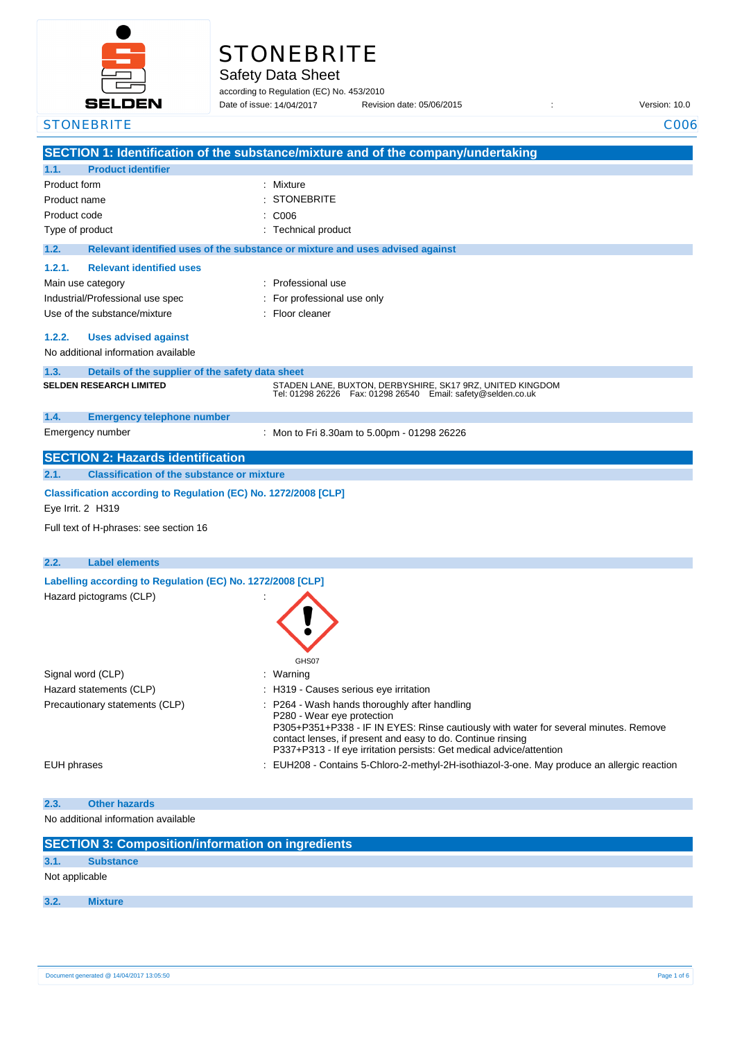# STONEBRITE

## Safety Data Sheet

according to Regulation (EC) No. 453/2010

Date of issue: 14/04/2017 Revision date: 05/06/2015 : Version: 10.0

STONEBRITE C006

## SECTION 1: Identification of the substance/mixture and of the company/undertaking

### 1.1. Product identifier

| | |
|---|---|
| Product form | : Mixture |
| Product name | : STONEBRITE |
| Product code | : C006 |
| Type of product | : Technical product |

### 1.2. Relevant identified uses of the substance or mixture and uses advised against

#### 1.2.1. Relevant identified uses

| | |
|---|---|
| Main use category | : Professional use |
| Industrial/Professional use spec | : For professional use only |
| Use of the substance/mixture | : Floor cleaner |

#### 1.2.2. Uses advised against

No additional information available

### 1.3. Details of the supplier of the safety data sheet

**SELDEN RESEARCH LIMITED**
STADEN LANE, BUXTON, DERBYSHIRE, SK17 9RZ, UNITED KINGDOM
Tel: 01298 26226 Fax: 01298 26540 Email: safety@selden.co.uk

### 1.4. Emergency telephone number

| | |
|---|---|
| Emergency number | : Mon to Fri 8.30am to 5.00pm - 01298 26226 |

## SECTION 2: Hazards identification

### 2.1. Classification of the substance or mixture

**Classification according to Regulation (EC) No. 1272/2008 [CLP]**

Eye Irrit. 2 H319

Full text of H-phrases: see section 16

### 2.2. Label elements

**Labelling according to Regulation (EC) No. 1272/2008 [CLP]**

| | |
|---|---|
| Hazard pictograms (CLP) | : GHS07 |
| Signal word (CLP) | : Warning |
| Hazard statements (CLP) | : H319 - Causes serious eye irritation |
| Precautionary statements (CLP) | : P264 - Wash hands thoroughly after handling<br>P280 - Wear eye protection<br>P305+P351+P338 - IF IN EYES: Rinse cautiously with water for several minutes. Remove contact lenses, if present and easy to do. Continue rinsing<br>P337+P313 - If eye irritation persists: Get medical advice/attention |
| EUH phrases | : EUH208 - Contains 5-Chloro-2-methyl-2H-isothiazol-3-one. May produce an allergic reaction |

### 2.3. Other hazards

No additional information available

## SECTION 3: Composition/information on ingredients

### 3.1. Substance

Not applicable

### 3.2. Mixture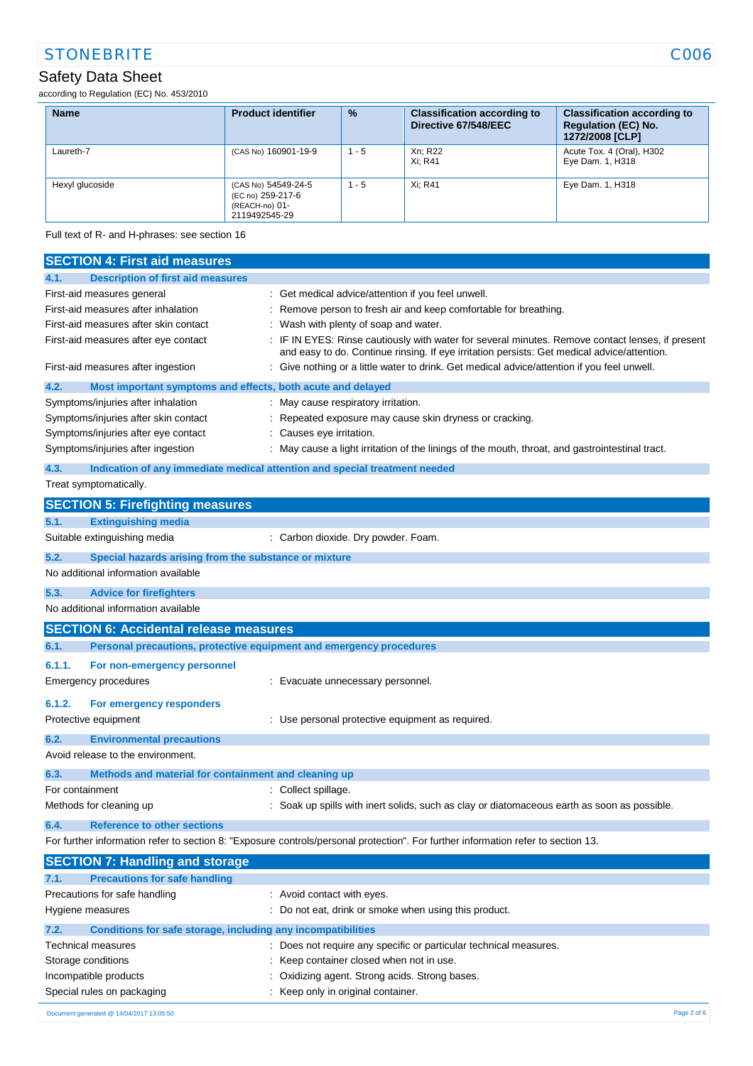| Name | Product identifier | % | Classification according to Directive 67/548/EEC | Classification according to Regulation (EC) No. 1272/2008 [CLP] |
|---|---|---|---|---|
| Laureth-7 | (CAS No) 160901-19-9 | 1 - 5 | Xn; R22<br>Xi; R41 | Acute Tox. 4 (Oral), H302<br>Eye Dam. 1, H318 |
| Hexyl glucoside | (CAS No) 54549-24-5<br>(EC no) 259-217-6<br>(REACH-no) 01-2119492545-29 | 1 - 5 | Xi; R41 | Eye Dam. 1, H318 |

Full text of R- and H-phrases: see section 16

## SECTION 4: First aid measures

### 4.1. Description of first aid measures

First-aid measures general : Get medical advice/attention if you feel unwell.

First-aid measures after inhalation : Remove person to fresh air and keep comfortable for breathing.

First-aid measures after skin contact : Wash with plenty of soap and water.

First-aid measures after eye contact : IF IN EYES: Rinse cautiously with water for several minutes. Remove contact lenses, if present and easy to do. Continue rinsing. If eye irritation persists: Get medical advice/attention.

First-aid measures after ingestion : Give nothing or a little water to drink. Get medical advice/attention if you feel unwell.

### 4.2. Most important symptoms and effects, both acute and delayed

Symptoms/injuries after inhalation : May cause respiratory irritation.

Symptoms/injuries after skin contact : Repeated exposure may cause skin dryness or cracking.

Symptoms/injuries after eye contact : Causes eye irritation.

Symptoms/injuries after ingestion : May cause a light irritation of the linings of the mouth, throat, and gastrointestinal tract.

### 4.3. Indication of any immediate medical attention and special treatment needed

Treat symptomatically.

## SECTION 5: Firefighting measures

### 5.1. Extinguishing media

Suitable extinguishing media : Carbon dioxide. Dry powder. Foam.

### 5.2. Special hazards arising from the substance or mixture

No additional information available

### 5.3. Advice for firefighters

No additional information available

## SECTION 6: Accidental release measures

### 6.1. Personal precautions, protective equipment and emergency procedures

#### 6.1.1. For non-emergency personnel

Emergency procedures : Evacuate unnecessary personnel.

#### 6.1.2. For emergency responders

Protective equipment : Use personal protective equipment as required.

### 6.2. Environmental precautions

Avoid release to the environment.

### 6.3. Methods and material for containment and cleaning up

For containment : Collect spillage.

Methods for cleaning up : Soak up spills with inert solids, such as clay or diatomaceous earth as soon as possible.

### 6.4. Reference to other sections

For further information refer to section 8: "Exposure controls/personal protection". For further information refer to section 13.

## SECTION 7: Handling and storage

### 7.1. Precautions for safe handling

Precautions for safe handling : Avoid contact with eyes.

Hygiene measures : Do not eat, drink or smoke when using this product.

### 7.2. Conditions for safe storage, including any incompatibilities

Technical measures : Does not require any specific or particular technical measures.

Storage conditions : Keep container closed when not in use.

Incompatible products : Oxidizing agent. Strong acids. Strong bases.

Special rules on packaging : Keep only in original container.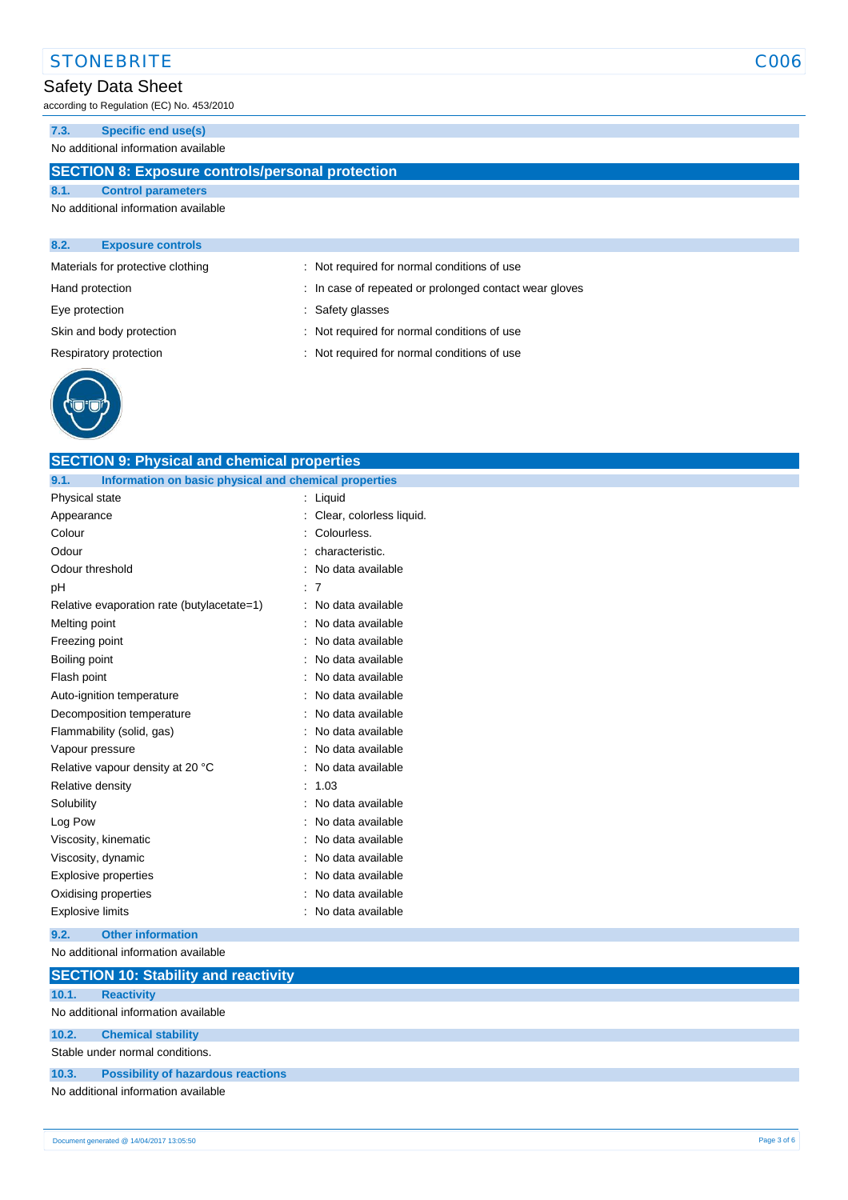### 7.3. Specific end use(s)

No additional information available

## SECTION 8: Exposure controls/personal protection

### 8.1. Control parameters

No additional information available

### 8.2. Exposure controls

| | |
|---|---|
| Materials for protective clothing | : Not required for normal conditions of use |
| Hand protection | : In case of repeated or prolonged contact wear gloves |
| Eye protection | : Safety glasses |
| Skin and body protection | : Not required for normal conditions of use |
| Respiratory protection | : Not required for normal conditions of use |

## SECTION 9: Physical and chemical properties

### 9.1. Information on basic physical and chemical properties

| | |
|---|---|
| Physical state | : Liquid |
| Appearance | : Clear, colorless liquid. |
| Colour | : Colourless. |
| Odour | : characteristic. |
| Odour threshold | : No data available |
| pH | : 7 |
| Relative evaporation rate (butylacetate=1) | : No data available |
| Melting point | : No data available |
| Freezing point | : No data available |
| Boiling point | : No data available |
| Flash point | : No data available |
| Auto-ignition temperature | : No data available |
| Decomposition temperature | : No data available |
| Flammability (solid, gas) | : No data available |
| Vapour pressure | : No data available |
| Relative vapour density at 20 °C | : No data available |
| Relative density | : 1.03 |
| Solubility | : No data available |
| Log Pow | : No data available |
| Viscosity, kinematic | : No data available |
| Viscosity, dynamic | : No data available |
| Explosive properties | : No data available |
| Oxidising properties | : No data available |
| Explosive limits | : No data available |

### 9.2. Other information

No additional information available

## SECTION 10: Stability and reactivity

### 10.1. Reactivity

No additional information available

### 10.2. Chemical stability

Stable under normal conditions.

### 10.3. Possibility of hazardous reactions

No additional information available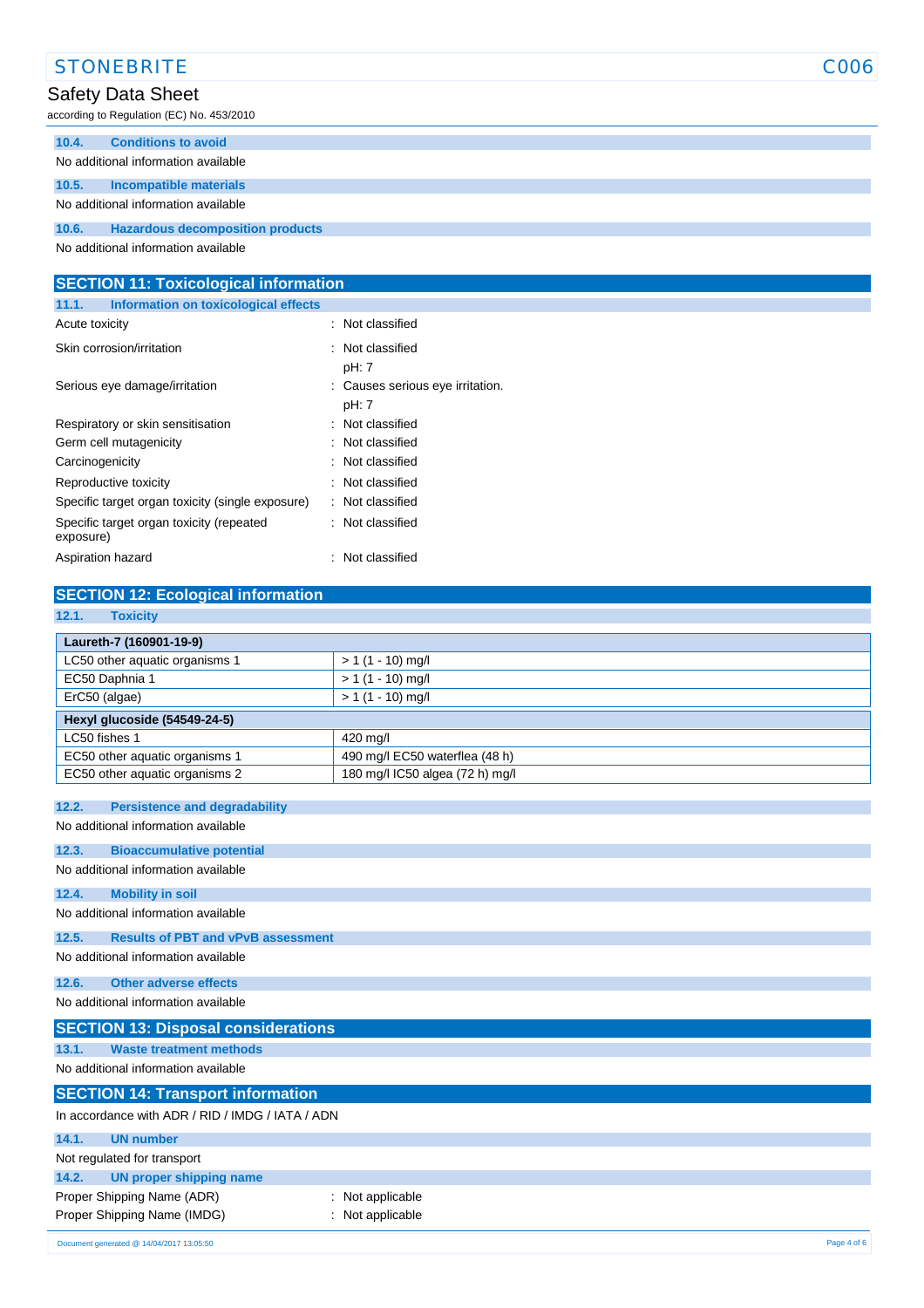#### 10.4. Conditions to avoid

No additional information available

#### 10.5. Incompatible materials

No additional information available

#### 10.6. Hazardous decomposition products

No additional information available

## SECTION 11: Toxicological information

#### 11.1. Information on toxicological effects

| | |
|---|---|
| Acute toxicity | : Not classified |
| Skin corrosion/irritation | : Not classified<br>pH: 7 |
| Serious eye damage/irritation | : Causes serious eye irritation.<br>pH: 7 |
| Respiratory or skin sensitisation | : Not classified |
| Germ cell mutagenicity | : Not classified |
| Carcinogenicity | : Not classified |
| Reproductive toxicity | : Not classified |
| Specific target organ toxicity (single exposure) | : Not classified |
| Specific target organ toxicity (repeated exposure) | : Not classified |
| Aspiration hazard | : Not classified |

## SECTION 12: Ecological information

#### 12.1. Toxicity

| **Laureth-7 (160901-19-9)** | |
|---|---|
| LC50 other aquatic organisms 1 | > 1 (1 - 10) mg/l |
| EC50 Daphnia 1 | > 1 (1 - 10) mg/l |
| ErC50 (algae) | > 1 (1 - 10) mg/l |
| **Hexyl glucoside (54549-24-5)** | |
| LC50 fishes 1 | 420 mg/l |
| EC50 other aquatic organisms 1 | 490 mg/l EC50 waterflea (48 h) |
| EC50 other aquatic organisms 2 | 180 mg/l IC50 algea (72 h) mg/l |

#### 12.2. Persistence and degradability

No additional information available

#### 12.3. Bioaccumulative potential

No additional information available

#### 12.4. Mobility in soil

No additional information available

#### 12.5. Results of PBT and vPvB assessment

No additional information available

#### 12.6. Other adverse effects

No additional information available

## SECTION 13: Disposal considerations

#### 13.1. Waste treatment methods

No additional information available

## SECTION 14: Transport information

In accordance with ADR / RID / IMDG / IATA / ADN

#### 14.1. UN number

Not regulated for transport

#### 14.2. UN proper shipping name

| | |
|---|---|
| Proper Shipping Name (ADR) | : Not applicable |
| Proper Shipping Name (IMDG) | : Not applicable |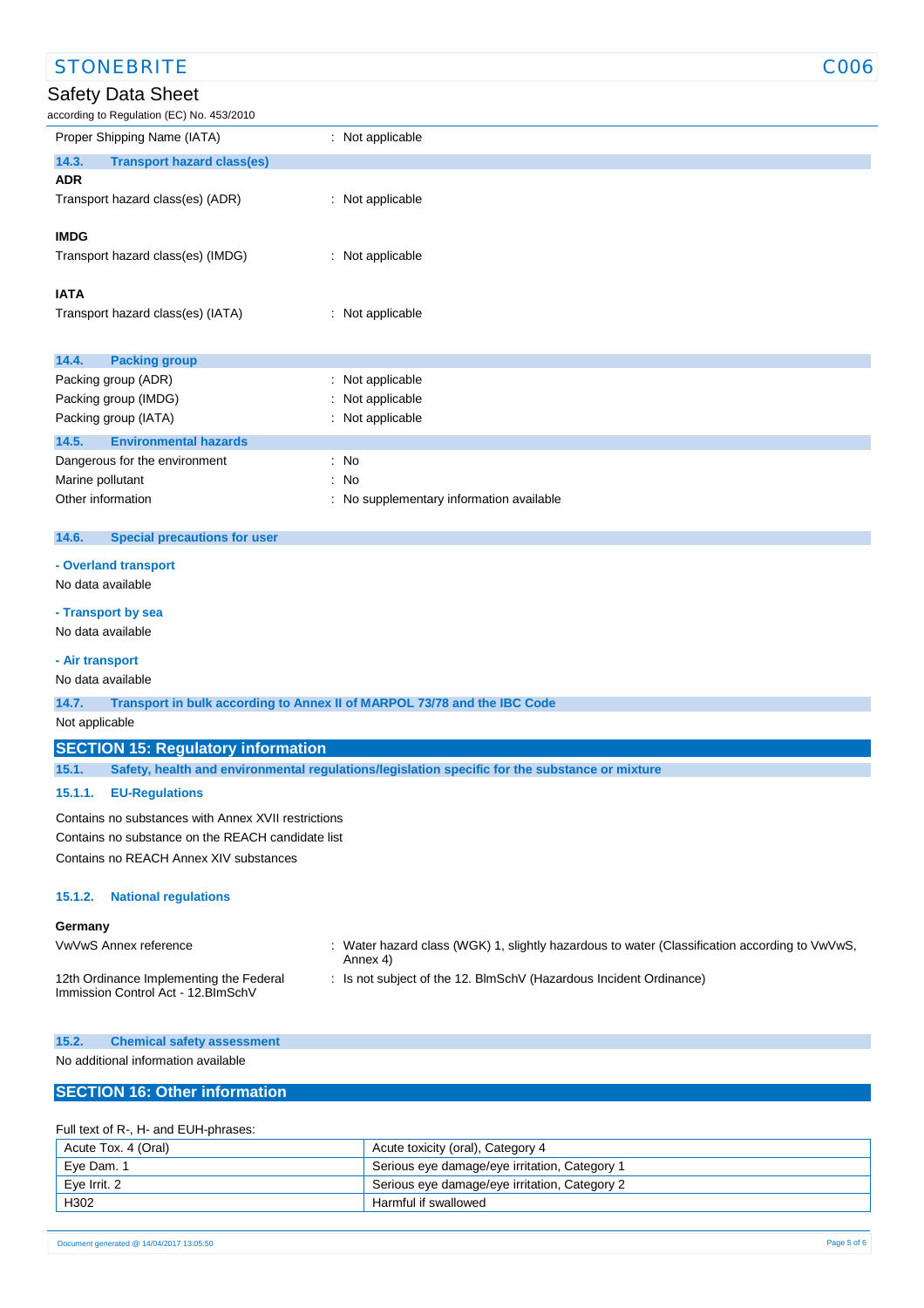| | |
|---|---|
| Proper Shipping Name (IATA) | : Not applicable |

### 14.3. Transport hazard class(es)

**ADR**

| | |
|---|---|
| Transport hazard class(es) (ADR) | : Not applicable |

**IMDG**

| | |
|---|---|
| Transport hazard class(es) (IMDG) | : Not applicable |

**IATA**

| | |
|---|---|
| Transport hazard class(es) (IATA) | : Not applicable |

### 14.4. Packing group

| | |
|---|---|
| Packing group (ADR) | : Not applicable |
| Packing group (IMDG) | : Not applicable |
| Packing group (IATA) | : Not applicable |

### 14.5. Environmental hazards

| | |
|---|---|
| Dangerous for the environment | : No |
| Marine pollutant | : No |
| Other information | : No supplementary information available |

### 14.6. Special precautions for user

**- Overland transport**

No data available

**- Transport by sea**

No data available

**- Air transport**

No data available

### 14.7. Transport in bulk according to Annex II of MARPOL 73/78 and the IBC Code

Not applicable

## SECTION 15: Regulatory information

### 15.1. Safety, health and environmental regulations/legislation specific for the substance or mixture

#### 15.1.1. EU-Regulations

Contains no substances with Annex XVII restrictions

Contains no substance on the REACH candidate list

Contains no REACH Annex XIV substances

#### 15.1.2. National regulations

**Germany**

| | |
|---|---|
| VwVwS Annex reference | : Water hazard class (WGK) 1, slightly hazardous to water (Classification according to VwVwS, Annex 4) |
| 12th Ordinance Implementing the Federal Immission Control Act - 12.BImSchV | : Is not subject of the 12. BlmSchV (Hazardous Incident Ordinance) |

### 15.2. Chemical safety assessment

No additional information available

## SECTION 16: Other information

Full text of R-, H- and EUH-phrases:

| | |
|---|---|
| Acute Tox. 4 (Oral) | Acute toxicity (oral), Category 4 |
| Eye Dam. 1 | Serious eye damage/eye irritation, Category 1 |
| Eye Irrit. 2 | Serious eye damage/eye irritation, Category 2 |
| H302 | Harmful if swallowed |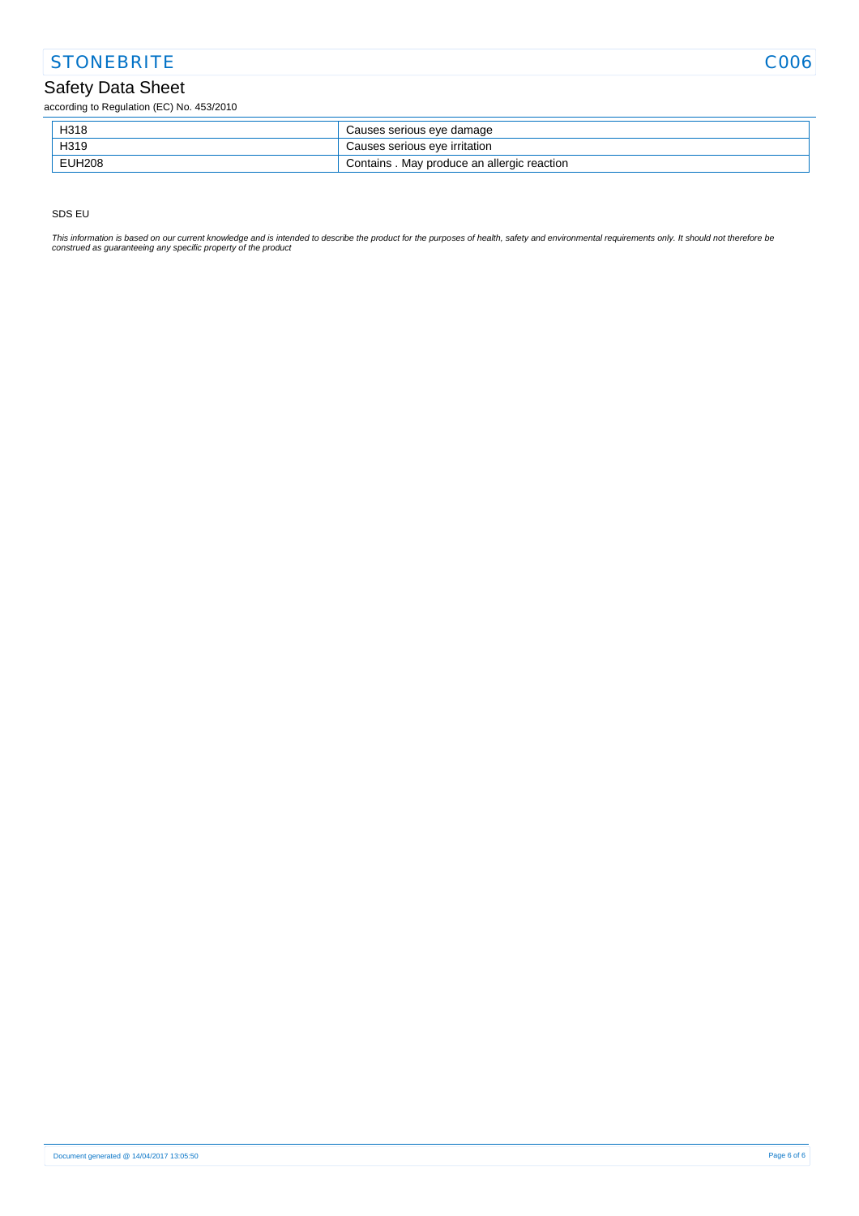| | |
|---|---|
| H318 | Causes serious eye damage |
| H319 | Causes serious eye irritation |
| EUH208 | Contains . May produce an allergic reaction |

SDS EU

*This information is based on our current knowledge and is intended to describe the product for the purposes of health, safety and environmental requirements only. It should not therefore be construed as guaranteeing any specific property of the product*